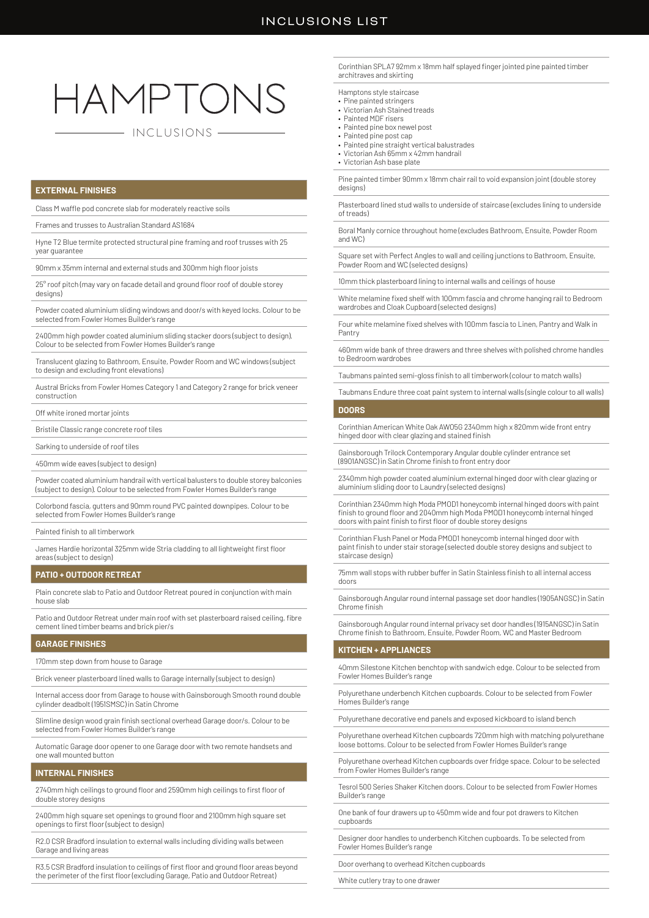# HAMPTONS

INCLUSIONS

## EXTERNAL FINISHES

- Class M waffle pod concrete slab for moderately reactive soils
- Frames and trusses to Australian Standard AS1684
- Hyne T2 Blue termite protected structural pine framing and roof trusses with 25 year guarantee
- 90mm x 35mm internal and external studs and 300mm high floor joists
- 25° roof pitch (may vary on facade detail and ground floor roof of double storey designs)
- Powder coated aluminium sliding windows and door/s with keyed locks. Colour to be selected from Fowler Homes Builder's range
- 2400mm high powder coated aluminium sliding stacker doors (subject to design). Colour to be selected from Fowler Homes Builder's range
- Translucent glazing to Bathroom, Ensuite, Powder Room and WC windows (subject to design and excluding front elevations)
- Austral Bricks from Fowler Homes Category 1 and Category 2 range for brick veneer construction
- Off white ironed mortar joints
- Bristile Classic range concrete roof tiles
- Sarking to underside of roof tiles
- 450mm wide eaves (subject to design)
- Powder coated aluminium handrail with vertical balusters to double storey balconies (subject to design). Colour to be selected from Fowler Homes Builder's range
- Colorbond fascia, gutters and 90mm round PVC painted downpipes. Colour to be selected from Fowler Homes Builder's range
- Painted finish to all timberwork
- James Hardie horizontal 325mm wide Stria cladding to all lightweight first floor areas (subject to design)

## PATIO + OUTDOOR RETREAT

- Plain concrete slab to Patio and Outdoor Retreat poured in conjunction with main house slab
- Patio and Outdoor Retreat under main roof with set plasterboard raised ceiling, fibre cement lined timber beams and brick pier/s

## GARAGE FINISHES

- 170mm step down from house to Garage
- Brick veneer plasterboard lined walls to Garage internally (subject to design)
- Internal access door from Garage to house with Gainsborough Smooth round double cylinder deadbolt (1951SMSC) in Satin Chrome
- Slimline design wood grain finish sectional overhead Garage door/s. Colour to be selected from Fowler Homes Builder's range
- Automatic Garage door opener to one Garage door with two remote handsets and one wall mounted button

## INTERNAL FINISHES

- 2740mm high ceilings to ground floor and 2590mm high ceilings to first floor of double storey designs
- 2400mm high square set openings to ground floor and 2100mm high square set openings to first floor (subject to design)
- R2.0 CSR Bradford insulation to external walls including dividing walls between Garage and living areas
- R3.5 CSR Bradford insulation to ceilings of first floor and ground floor areas beyond the perimeter of the first floor (excluding Garage, Patio and Outdoor Retreat)
- Corinthian SPLA7 92mm x 18mm half splayed finger jointed pine painted timber architraves and skirting
- Hamptons style staircase
  - Pine painted stringers
  - Victorian Ash Stained treads
  - Painted MDF risers
  - Painted pine box newel post
  - Painted pine post cap
  - Painted pine straight vertical balustrades
  - Victorian Ash 65mm x 42mm handrail
  - Victorian Ash base plate
- Pine painted timber 90mm x 18mm chair rail to void expansion joint (double storey designs)
- Plasterboard lined stud walls to underside of staircase (excludes lining to underside of treads)
- Boral Manly cornice throughout home (excludes Bathroom, Ensuite, Powder Room and WC)
- Square set with Perfect Angles to wall and ceiling junctions to Bathroom, Ensuite, Powder Room and WC (selected designs)
- 10mm thick plasterboard lining to internal walls and ceilings of house
- White melamine fixed shelf with 100mm fascia and chrome hanging rail to Bedroom wardrobes and Cloak Cupboard (selected designs)
- Four white melamine fixed shelves with 100mm fascia to Linen, Pantry and Walk in Pantry
- 460mm wide bank of three drawers and three shelves with polished chrome handles to Bedroom wardrobes
- Taubmans painted semi-gloss finish to all timberwork (colour to match walls)
- Taubmans Endure three coat paint system to internal walls (single colour to all walls)

## DOORS

- Corinthian American White Oak AWO5G 2340mm high x 820mm wide front entry hinged door with clear glazing and stained finish
- Gainsborough Trilock Contemporary Angular double cylinder entrance set (8901ANGSC) in Satin Chrome finish to front entry door
- 2340mm high powder coated aluminium external hinged door with clear glazing or aluminium sliding door to Laundry (selected designs)
- Corinthian 2340mm high Moda PMOD1 honeycomb internal hinged doors with paint finish to ground floor and 2040mm high Moda PMOD1 honeycomb internal hinged doors with paint finish to first floor of double storey designs
- Corinthian Flush Panel or Moda PMOD1 honeycomb internal hinged door with paint finish to under stair storage (selected double storey designs and subject to staircase design)
- 75mm wall stops with rubber buffer in Satin Stainless finish to all internal access doors
- Gainsborough Angular round internal passage set door handles (1905ANGSC) in Satin Chrome finish
- Gainsborough Angular round internal privacy set door handles (1915ANGSC) in Satin Chrome finish to Bathroom, Ensuite, Powder Room, WC and Master Bedroom

## KITCHEN + APPLIANCES

- 40mm Silestone Kitchen benchtop with sandwich edge. Colour to be selected from Fowler Homes Builder's range
- Polyurethane underbench Kitchen cupboards. Colour to be selected from Fowler Homes Builder's range
- Polyurethane decorative end panels and exposed kickboard to island bench
- Polyurethane overhead Kitchen cupboards 720mm high with matching polyurethane loose bottoms. Colour to be selected from Fowler Homes Builder's range
- Polyurethane overhead Kitchen cupboards over fridge space. Colour to be selected from Fowler Homes Builder's range
- Tesrol 500 Series Shaker Kitchen doors. Colour to be selected from Fowler Homes Builder's range
- One bank of four drawers up to 450mm wide and four pot drawers to Kitchen cupboards
- Designer door handles to underbench Kitchen cupboards. To be selected from Fowler Homes Builder's range
- Door overhang to overhead Kitchen cupboards
- White cutlery tray to one drawer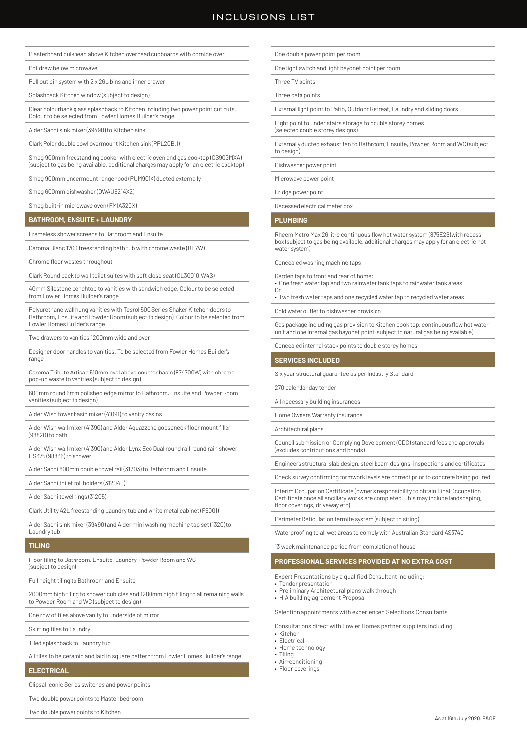# INCLUSIONS LIST

- Plasterboard bulkhead above Kitchen overhead cupboards with cornice over
- Pot draw below microwave
- Pull out bin system with 2 x 26L bins and inner drawer
- Splashback Kitchen window (subject to design)
- Clear colourback glass splashback to Kitchen including two power point cut outs. Colour to be selected from Fowler Homes Builder's range
- Alder Sachi sink mixer (39490) to Kitchen sink
- Clark Polar double bowl overmount Kitchen sink (PPL20B.1)
- Smeg 900mm freestanding cooker with electric oven and gas cooktop (CS90GMXA) (subject to gas being available, additional charges may apply for an electric cooktop)
- Smeg 900mm undermount rangehood (PUM901X) ducted externally
- Smeg 600mm dishwasher (DWAU6214X2)
- Smeg built-in microwave oven (FMIA320X)

## BATHROOM, ENSUITE + LAUNDRY

- Frameless shower screens to Bathroom and Ensuite
- Caroma Blanc 1700 freestanding bath tub with chrome waste (BL7W)
- Chrome floor wastes throughout
- Clark Round back to wall toilet suites with soft close seat (CL30010.W4S)
- 40mm Silestone benchtop to vanities with sandwich edge. Colour to be selected from Fowler Homes Builder's range
- Polyurethane wall hung vanities with Tesrol 500 Series Shaker Kitchen doors to Bathroom, Ensuite and Powder Room (subject to design). Colour to be selected from Fowler Homes Builder's range
- Two drawers to vanities 1200mm wide and over
- Designer door handles to vanities. To be selected from Fowler Homes Builder's range
- Caroma Tribute Artisan 510mm oval above counter basin (874700W) with chrome pop-up waste to vanities (subject to design)
- 600mm round 6mm polished edge mirror to Bathroom, Ensuite and Powder Room vanities (subject to design)
- Alder Wish tower basin mixer (41091) to vanity basins
- Alder Wish wall mixer (41390) and Alder Aquazzone gooseneck floor mount filler (98820) to bath
- Alder Wish wall mixer (41390) and Alder Lynx Eco Dual round rail round rain shower HS375 (98836) to shower
- Alder Sachi 800mm double towel rail (31203) to Bathroom and Ensuite
- Alder Sachi toilet roll holders (31204L)
- Alder Sachi towel rings (31205)
- Clark Utility 42L freestanding Laundry tub and white metal cabinet (F6001)
- Alder Sachi sink mixer (39490) and Alder mini washing machine tap set (1320) to Laundry tub

## TILING

- Floor tiling to Bathroom, Ensuite, Laundry, Powder Room and WC (subject to design)
- Full height tiling to Bathroom and Ensuite
- 2000mm high tiling to shower cubicles and 1200mm high tiling to all remaining walls to Powder Room and WC (subject to design)
- One row of tiles above vanity to underside of mirror
- Skirting tiles to Laundry
- Tiled splashback to Laundry tub
- All tiles to be ceramic and laid in square pattern from Fowler Homes Builder's range

## ELECTRICAL

- Clipsal Iconic Series switches and power points
- Two double power points to Master bedroom
- Two double power points to Kitchen
- One double power point per room
- One light switch and light bayonet point per room
- Three TV points
- Three data points
- External light point to Patio, Outdoor Retreat, Laundry and sliding doors
- Light point to under stairs storage to double storey homes (selected double storey designs)
- Externally ducted exhaust fan to Bathroom, Ensuite, Powder Room and WC (subject to design)
- Dishwasher power point
- Microwave power point
- Fridge power point
- Recessed electrical meter box

## PLUMBING

- Rheem Metro Max 26 litre continuous flow hot water system (875E26) with recess box (subject to gas being available, additional charges may apply for an electric hot water system)
- Concealed washing machine taps
- Garden taps to front and rear of home:
  - One fresh water tap and two rainwater tank taps to rainwater tank areas

  Or
  - Two fresh water taps and one recycled water tap to recycled water areas
- Cold water outlet to dishwasher provision
- Gas package including gas provision to Kitchen cook top, continuous flow hot water unit and one internal gas bayonet point (subject to natural gas being available)
- Concealed internal stack points to double storey homes

## SERVICES INCLUDED

- Six year structural guarantee as per Industry Standard
- 270 calendar day tender
- All necessary building insurances
- Home Owners Warranty insurance
- Architectural plans
- Council submission or Complying Development (CDC) standard fees and approvals (excludes contributions and bonds)
- Engineers structural slab design, steel beam designs, inspections and certificates
- Check survey confirming formwork levels are correct prior to concrete being poured
- Interim Occupation Certificate (owner's responsibility to obtain Final Occupation Certificate once all ancillary works are completed. This may include landscaping, floor coverings, driveway etc)
- Perimeter Reticulation termite system (subject to siting)
- Waterproofing to all wet areas to comply with Australian Standard AS3740
- 13 week maintenance period from completion of house

## PROFESSIONAL SERVICES PROVIDED AT NO EXTRA COST

- Expert Presentations by a qualified Consultant including:
  - Tender presentation
  - Preliminary Architectural plans walk through
  - HIA building agreement Proposal
- Selection appointments with experienced Selections Consultants
- Consultations direct with Fowler Homes partner suppliers including:
  - Kitchen
  - Electrical
  - Home technology
  - Tiling
  - Air-conditioning
  - Floor coverings

As at 16th July 2020. E&OE